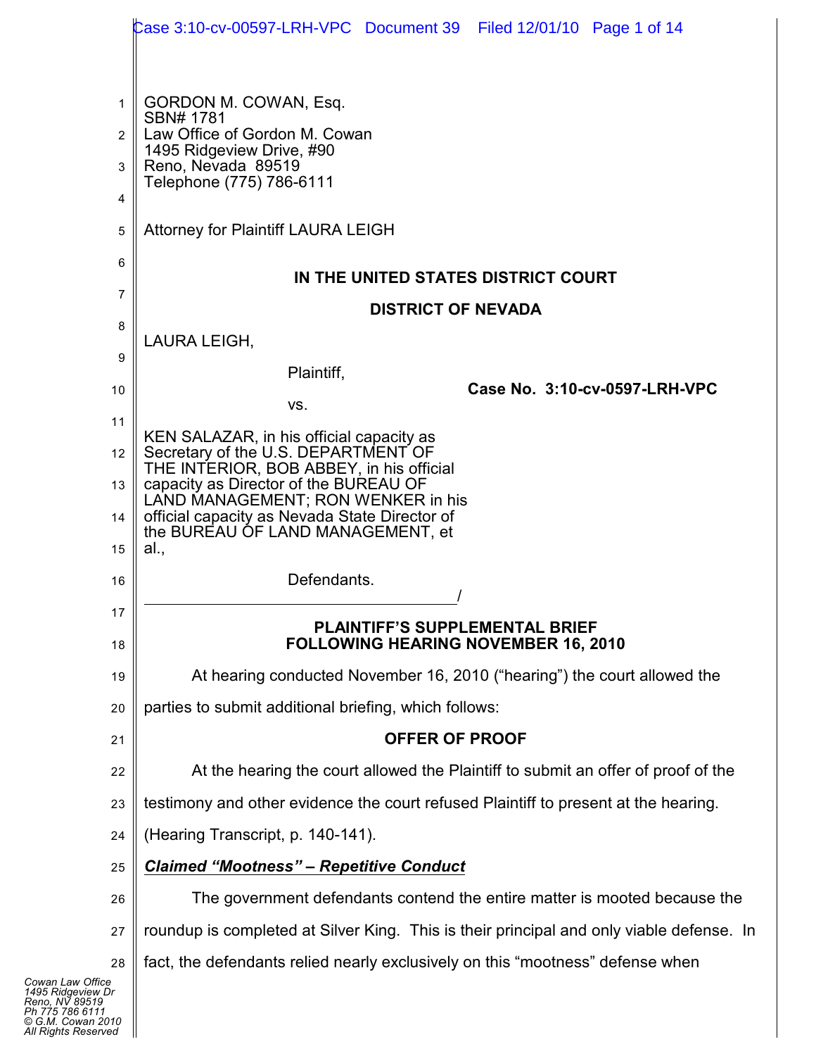GORDON M. COWAN, Esq.
SBN# 1781
Law Office of Gordon M. Cowan
1495 Ridgeview Drive, #90
Reno, Nevada 89519
Telephone (775) 786-6111

Attorney for Plaintiff LAURA LEIGH

**IN THE UNITED STATES DISTRICT COURT**

**DISTRICT OF NEVADA**

LAURA LEIGH,

Plaintiff,

vs.

KEN SALAZAR, in his official capacity as Secretary of the U.S. DEPARTMENT OF THE INTERIOR, BOB ABBEY, in his official capacity as Director of the BUREAU OF LAND MANAGEMENT; RON WENKER in his official capacity as Nevada State Director of the BUREAU OF LAND MANAGEMENT, et al.,

Defendants.
______________________________________/

**Case No. 3:10-cv-0597-LRH-VPC**

**PLAINTIFF'S SUPPLEMENTAL BRIEF FOLLOWING HEARING NOVEMBER 16, 2010**

At hearing conducted November 16, 2010 ("hearing") the court allowed the parties to submit additional briefing, which follows:

**OFFER OF PROOF**

At the hearing the court allowed the Plaintiff to submit an offer of proof of the testimony and other evidence the court refused Plaintiff to present at the hearing. (Hearing Transcript, p. 140-141).

***Claimed "Mootness" – Repetitive Conduct***

The government defendants contend the entire matter is mooted because the roundup is completed at Silver King. This is their principal and only viable defense. In fact, the defendants relied nearly exclusively on this "mootness" defense when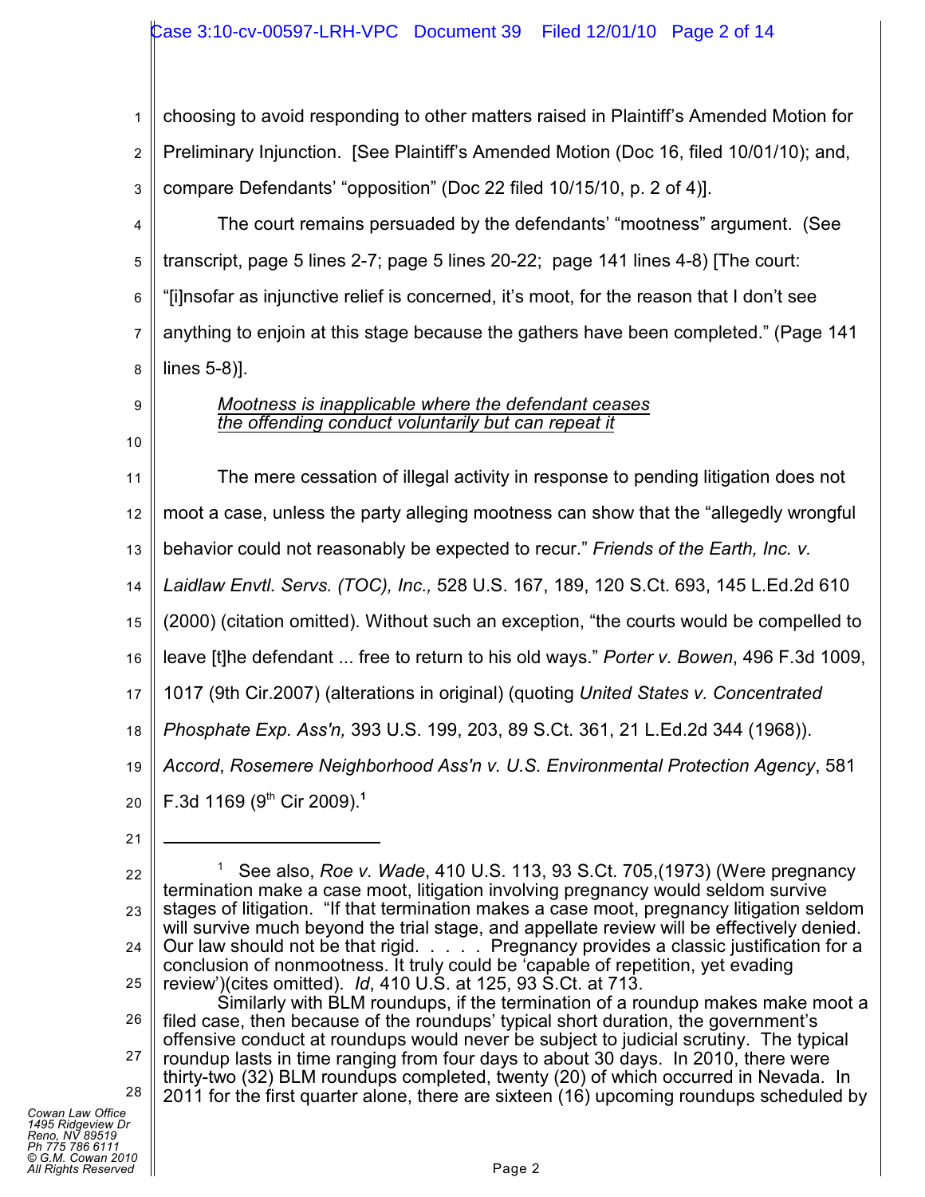choosing to avoid responding to other matters raised in Plaintiff's Amended Motion for Preliminary Injunction. [See Plaintiff's Amended Motion (Doc 16, filed 10/01/10); and, compare Defendants' "opposition" (Doc 22 filed 10/15/10, p. 2 of 4)].

The court remains persuaded by the defendants' "mootness" argument. (See transcript, page 5 lines 2-7; page 5 lines 20-22; page 141 lines 4-8) [The court: "[i]nsofar as injunctive relief is concerned, it's moot, for the reason that I don't see anything to enjoin at this stage because the gathers have been completed." (Page 141 lines 5-8)].

*Mootness is inapplicable where the defendant ceases the offending conduct voluntarily but can repeat it*

The mere cessation of illegal activity in response to pending litigation does not moot a case, unless the party alleging mootness can show that the "allegedly wrongful behavior could not reasonably be expected to recur." *Friends of the Earth, Inc. v. Laidlaw Envtl. Servs. (TOC), Inc.,* 528 U.S. 167, 189, 120 S.Ct. 693, 145 L.Ed.2d 610 (2000) (citation omitted). Without such an exception, "the courts would be compelled to leave [t]he defendant ... free to return to his old ways." *Porter v. Bowen*, 496 F.3d 1009, 1017 (9th Cir.2007) (alterations in original) (quoting *United States v. Concentrated Phosphate Exp. Ass'n,* 393 U.S. 199, 203, 89 S.Ct. 361, 21 L.Ed.2d 344 (1968)). *Accord*, *Rosemere Neighborhood Ass'n v. U.S. Environmental Protection Agency*, 581 F.3d 1169 (9th Cir 2009).[1]

---

[1] See also, *Roe v. Wade*, 410 U.S. 113, 93 S.Ct. 705,(1973) (Were pregnancy termination make a case moot, litigation involving pregnancy would seldom survive stages of litigation. "If that termination makes a case moot, pregnancy litigation seldom will survive much beyond the trial stage, and appellate review will be effectively denied. Our law should not be that rigid. . . . . Pregnancy provides a classic justification for a conclusion of nonmootness. It truly could be 'capable of repetition, yet evading review')(cites omitted). *Id*, 410 U.S. at 125, 93 S.Ct. at 713.

Similarly with BLM roundups, if the termination of a roundup makes make moot a filed case, then because of the roundups' typical short duration, the government's offensive conduct at roundups would never be subject to judicial scrutiny. The typical roundup lasts in time ranging from four days to about 30 days. In 2010, there were thirty-two (32) BLM roundups completed, twenty (20) of which occurred in Nevada. In 2011 for the first quarter alone, there are sixteen (16) upcoming roundups scheduled by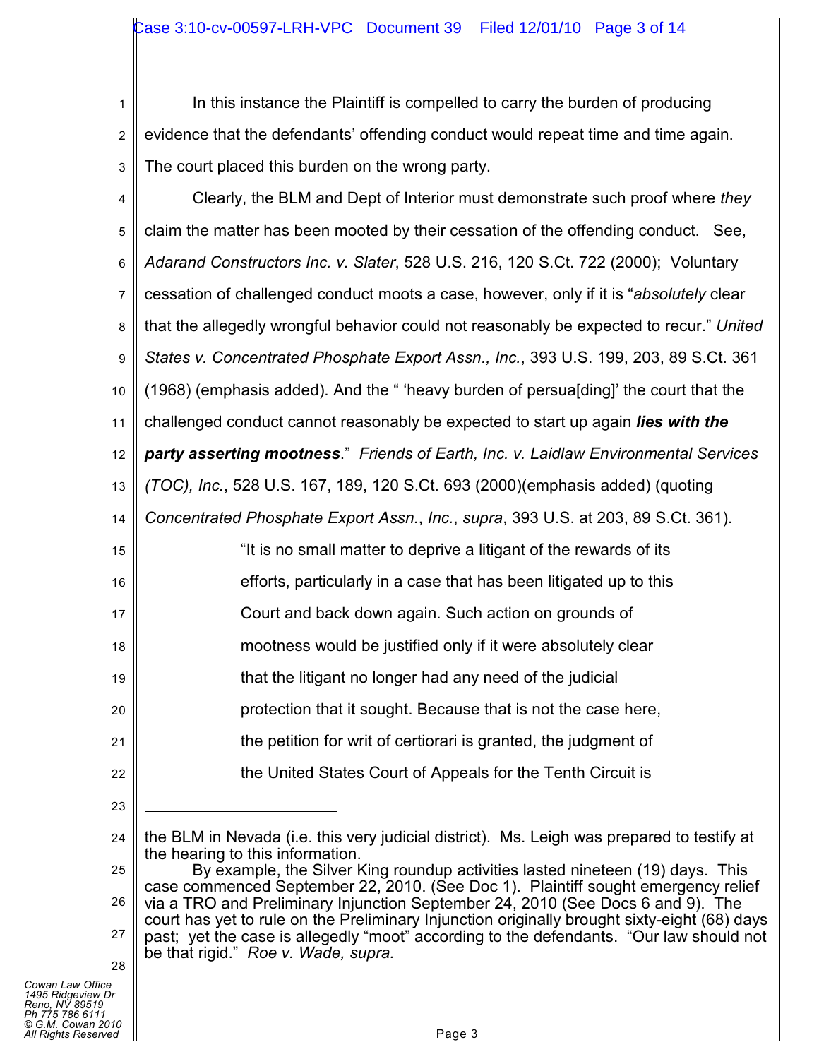In this instance the Plaintiff is compelled to carry the burden of producing evidence that the defendants' offending conduct would repeat time and time again. The court placed this burden on the wrong party.

Clearly, the BLM and Dept of Interior must demonstrate such proof where *they* claim the matter has been mooted by their cessation of the offending conduct. See, *Adarand Constructors Inc. v. Slater*, 528 U.S. 216, 120 S.Ct. 722 (2000); Voluntary cessation of challenged conduct moots a case, however, only if it is "*absolutely* clear that the allegedly wrongful behavior could not reasonably be expected to recur." *United States v. Concentrated Phosphate Export Assn., Inc.*, 393 U.S. 199, 203, 89 S.Ct. 361 (1968) (emphasis added). And the " 'heavy burden of persua[ding]' the court that the challenged conduct cannot reasonably be expected to start up again ***lies with the party asserting mootness***." *Friends of Earth, Inc. v. Laidlaw Environmental Services (TOC), Inc.*, 528 U.S. 167, 189, 120 S.Ct. 693 (2000)(emphasis added) (quoting *Concentrated Phosphate Export Assn., Inc.*, *supra*, 393 U.S. at 203, 89 S.Ct. 361).

> "It is no small matter to deprive a litigant of the rewards of its efforts, particularly in a case that has been litigated up to this Court and back down again. Such action on grounds of mootness would be justified only if it were absolutely clear that the litigant no longer had any need of the judicial protection that it sought. Because that is not the case here, the petition for writ of certiorari is granted, the judgment of the United States Court of Appeals for the Tenth Circuit is

---

the BLM in Nevada (i.e. this very judicial district). Ms. Leigh was prepared to testify at the hearing to this information.

By example, the Silver King roundup activities lasted nineteen (19) days. This case commenced September 22, 2010. (See Doc 1). Plaintiff sought emergency relief via a TRO and Preliminary Injunction September 24, 2010 (See Docs 6 and 9). The court has yet to rule on the Preliminary Injunction originally brought sixty-eight (68) days past; yet the case is allegedly "moot" according to the defendants. "Our law should not be that rigid." *Roe v. Wade, supra.*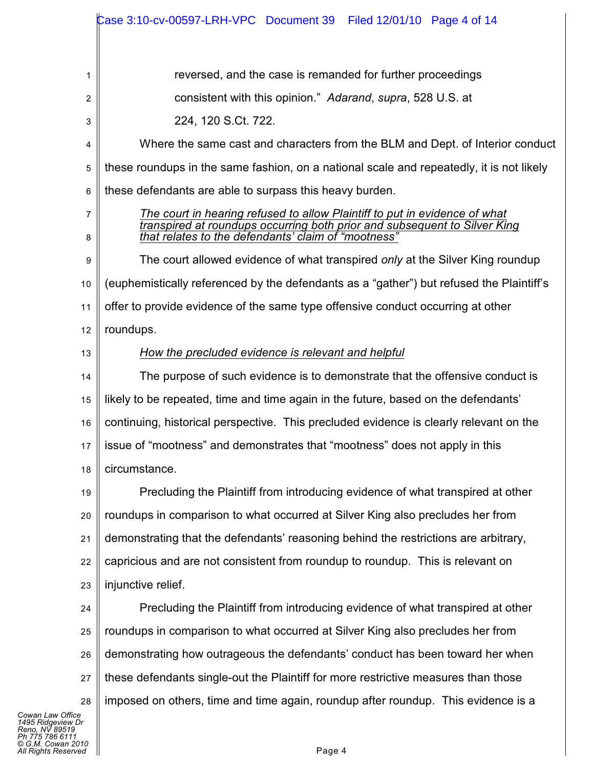> reversed, and the case is remanded for further proceedings consistent with this opinion." *Adarand*, *supra*, 528 U.S. at 224, 120 S.Ct. 722.

Where the same cast and characters from the BLM and Dept. of Interior conduct these roundups in the same fashion, on a national scale and repeatedly, it is not likely these defendants are able to surpass this heavy burden.

*The court in hearing refused to allow Plaintiff to put in evidence of what transpired at roundups occurring both prior and subsequent to Silver King that relates to the defendants' claim of "mootness"*

The court allowed evidence of what transpired *only* at the Silver King roundup (euphemistically referenced by the defendants as a "gather") but refused the Plaintiff's offer to provide evidence of the same type offensive conduct occurring at other roundups.

*How the precluded evidence is relevant and helpful*

The purpose of such evidence is to demonstrate that the offensive conduct is likely to be repeated, time and time again in the future, based on the defendants' continuing, historical perspective. This precluded evidence is clearly relevant on the issue of "mootness" and demonstrates that "mootness" does not apply in this circumstance.

Precluding the Plaintiff from introducing evidence of what transpired at other roundups in comparison to what occurred at Silver King also precludes her from demonstrating that the defendants' reasoning behind the restrictions are arbitrary, capricious and are not consistent from roundup to roundup. This is relevant on injunctive relief.

Precluding the Plaintiff from introducing evidence of what transpired at other roundups in comparison to what occurred at Silver King also precludes her from demonstrating how outrageous the defendants' conduct has been toward her when these defendants single-out the Plaintiff for more restrictive measures than those imposed on others, time and time again, roundup after roundup. This evidence is a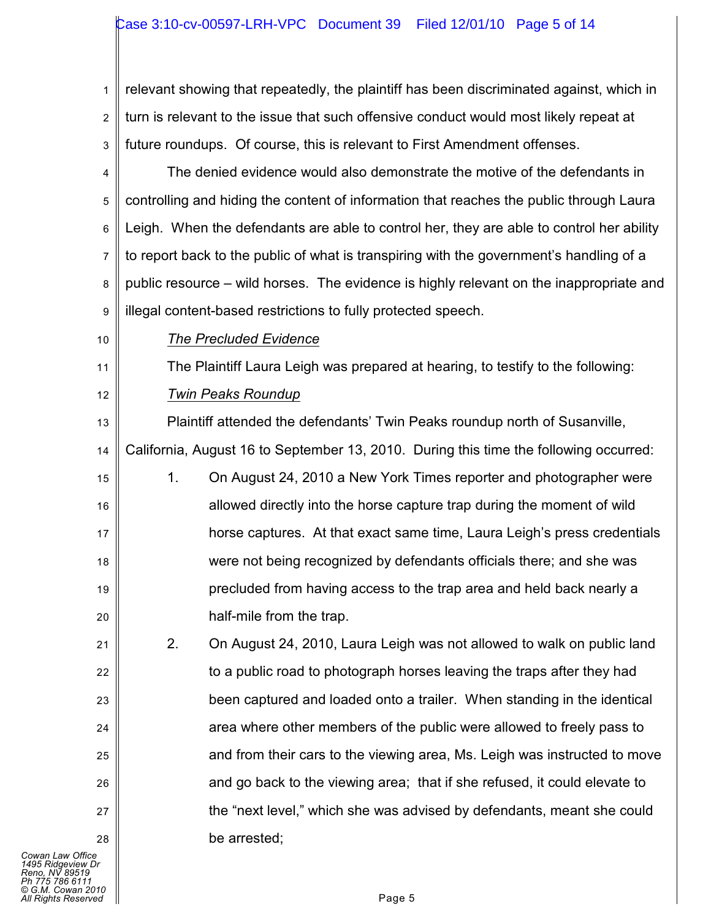relevant showing that repeatedly, the plaintiff has been discriminated against, which in turn is relevant to the issue that such offensive conduct would most likely repeat at future roundups. Of course, this is relevant to First Amendment offenses.

The denied evidence would also demonstrate the motive of the defendants in controlling and hiding the content of information that reaches the public through Laura Leigh. When the defendants are able to control her, they are able to control her ability to report back to the public of what is transpiring with the government's handling of a public resource – wild horses. The evidence is highly relevant on the inappropriate and illegal content-based restrictions to fully protected speech.

*The Precluded Evidence*

The Plaintiff Laura Leigh was prepared at hearing, to testify to the following:

*Twin Peaks Roundup*

Plaintiff attended the defendants' Twin Peaks roundup north of Susanville, California, August 16 to September 13, 2010. During this time the following occurred:

1. On August 24, 2010 a New York Times reporter and photographer were allowed directly into the horse capture trap during the moment of wild horse captures. At that exact same time, Laura Leigh's press credentials were not being recognized by defendants officials there; and she was precluded from having access to the trap area and held back nearly a half-mile from the trap.

2. On August 24, 2010, Laura Leigh was not allowed to walk on public land to a public road to photograph horses leaving the traps after they had been captured and loaded onto a trailer. When standing in the identical area where other members of the public were allowed to freely pass to and from their cars to the viewing area, Ms. Leigh was instructed to move and go back to the viewing area; that if she refused, it could elevate to the "next level," which she was advised by defendants, meant she could be arrested;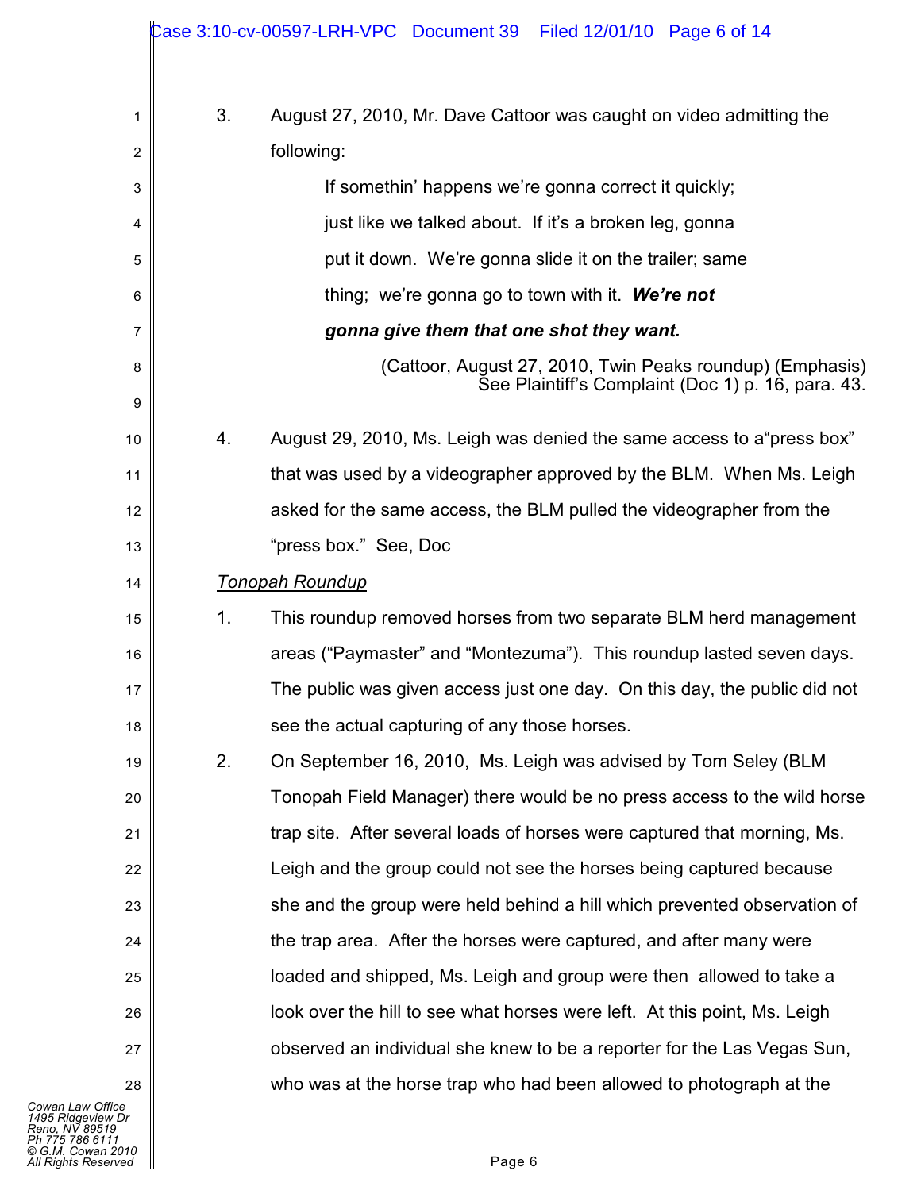3. August 27, 2010, Mr. Dave Cattoor was caught on video admitting the following:

> If somethin' happens we're gonna correct it quickly; just like we talked about. If it's a broken leg, gonna put it down. We're gonna slide it on the trailer; same thing; we're gonna go to town with it. ***We're not gonna give them that one shot they want.***
>
> (Cattoor, August 27, 2010, Twin Peaks roundup) (Emphasis) See Plaintiff's Complaint (Doc 1) p. 16, para. 43.

4. August 29, 2010, Ms. Leigh was denied the same access to a"press box" that was used by a videographer approved by the BLM. When Ms. Leigh asked for the same access, the BLM pulled the videographer from the "press box." See, Doc

*Tonopah Roundup*

1. This roundup removed horses from two separate BLM herd management areas ("Paymaster" and "Montezuma"). This roundup lasted seven days. The public was given access just one day. On this day, the public did not see the actual capturing of any those horses.

2. On September 16, 2010, Ms. Leigh was advised by Tom Seley (BLM Tonopah Field Manager) there would be no press access to the wild horse trap site. After several loads of horses were captured that morning, Ms. Leigh and the group could not see the horses being captured because she and the group were held behind a hill which prevented observation of the trap area. After the horses were captured, and after many were loaded and shipped, Ms. Leigh and group were then allowed to take a look over the hill to see what horses were left. At this point, Ms. Leigh observed an individual she knew to be a reporter for the Las Vegas Sun, who was at the horse trap who had been allowed to photograph at the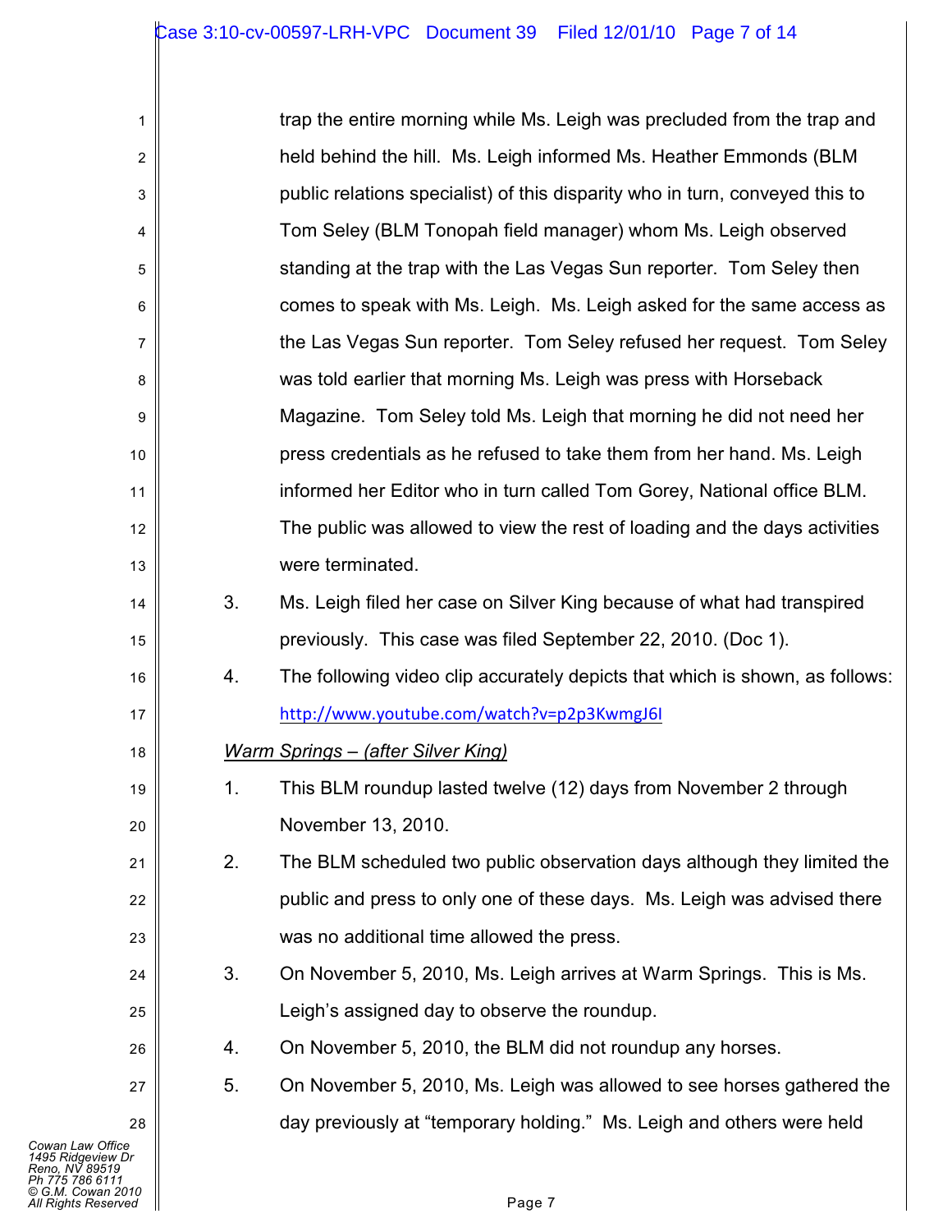trap the entire morning while Ms. Leigh was precluded from the trap and held behind the hill. Ms. Leigh informed Ms. Heather Emmonds (BLM public relations specialist) of this disparity who in turn, conveyed this to Tom Seley (BLM Tonopah field manager) whom Ms. Leigh observed standing at the trap with the Las Vegas Sun reporter. Tom Seley then comes to speak with Ms. Leigh. Ms. Leigh asked for the same access as the Las Vegas Sun reporter. Tom Seley refused her request. Tom Seley was told earlier that morning Ms. Leigh was press with Horseback Magazine. Tom Seley told Ms. Leigh that morning he did not need her press credentials as he refused to take them from her hand. Ms. Leigh informed her Editor who in turn called Tom Gorey, National office BLM. The public was allowed to view the rest of loading and the days activities were terminated.

3. Ms. Leigh filed her case on Silver King because of what had transpired previously. This case was filed September 22, 2010. (Doc 1).

4. The following video clip accurately depicts that which is shown, as follows: http://www.youtube.com/watch?v=p2p3KwmgJ6I

*Warm Springs – (after Silver King)*

1. This BLM roundup lasted twelve (12) days from November 2 through November 13, 2010.

2. The BLM scheduled two public observation days although they limited the public and press to only one of these days. Ms. Leigh was advised there was no additional time allowed the press.

3. On November 5, 2010, Ms. Leigh arrives at Warm Springs. This is Ms. Leigh's assigned day to observe the roundup.

4. On November 5, 2010, the BLM did not roundup any horses.

5. On November 5, 2010, Ms. Leigh was allowed to see horses gathered the day previously at "temporary holding." Ms. Leigh and others were held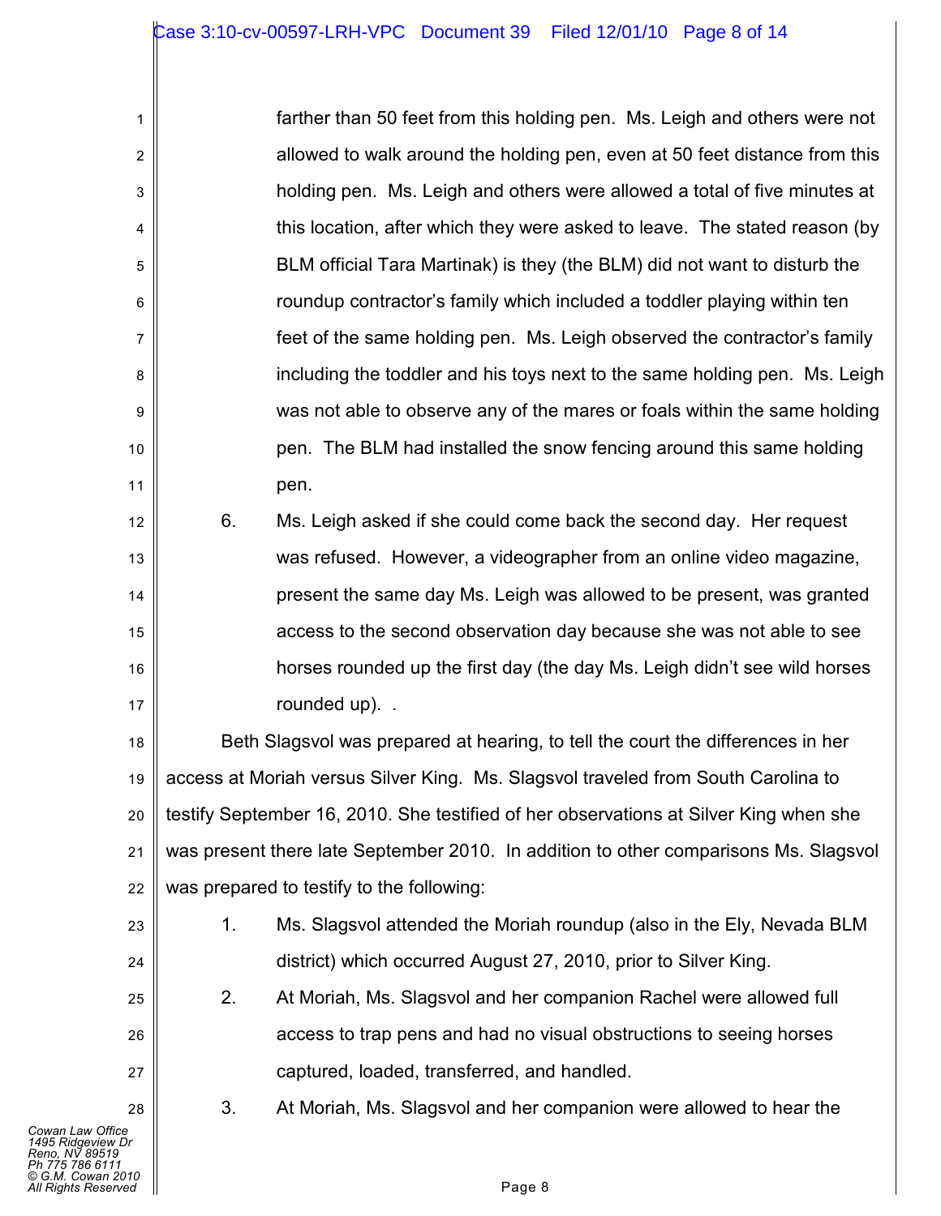farther than 50 feet from this holding pen. Ms. Leigh and others were not allowed to walk around the holding pen, even at 50 feet distance from this holding pen. Ms. Leigh and others were allowed a total of five minutes at this location, after which they were asked to leave. The stated reason (by BLM official Tara Martinak) is they (the BLM) did not want to disturb the roundup contractor's family which included a toddler playing within ten feet of the same holding pen. Ms. Leigh observed the contractor's family including the toddler and his toys next to the same holding pen. Ms. Leigh was not able to observe any of the mares or foals within the same holding pen. The BLM had installed the snow fencing around this same holding pen.

6. Ms. Leigh asked if she could come back the second day. Her request was refused. However, a videographer from an online video magazine, present the same day Ms. Leigh was allowed to be present, was granted access to the second observation day because she was not able to see horses rounded up the first day (the day Ms. Leigh didn't see wild horses rounded up). .

Beth Slagsvol was prepared at hearing, to tell the court the differences in her access at Moriah versus Silver King. Ms. Slagsvol traveled from South Carolina to testify September 16, 2010. She testified of her observations at Silver King when she was present there late September 2010. In addition to other comparisons Ms. Slagsvol was prepared to testify to the following:

1. Ms. Slagsvol attended the Moriah roundup (also in the Ely, Nevada BLM district) which occurred August 27, 2010, prior to Silver King.

2. At Moriah, Ms. Slagsvol and her companion Rachel were allowed full access to trap pens and had no visual obstructions to seeing horses captured, loaded, transferred, and handled.

3. At Moriah, Ms. Slagsvol and her companion were allowed to hear the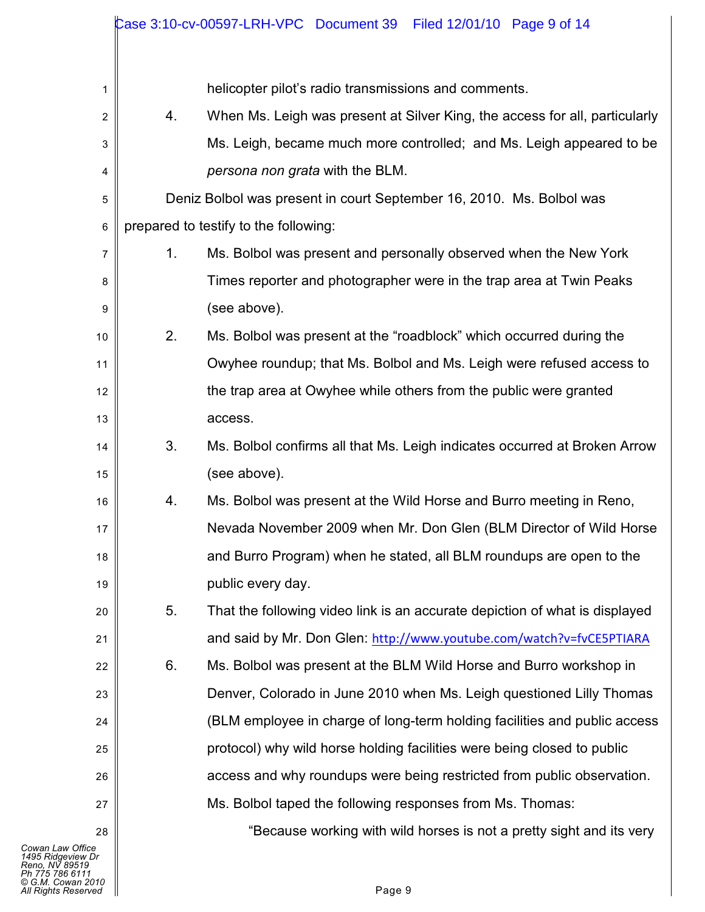helicopter pilot's radio transmissions and comments.

4. When Ms. Leigh was present at Silver King, the access for all, particularly Ms. Leigh, became much more controlled; and Ms. Leigh appeared to be *persona non grata* with the BLM.

Deniz Bolbol was present in court September 16, 2010. Ms. Bolbol was prepared to testify to the following:

1. Ms. Bolbol was present and personally observed when the New York Times reporter and photographer were in the trap area at Twin Peaks (see above).

2. Ms. Bolbol was present at the "roadblock" which occurred during the Owyhee roundup; that Ms. Bolbol and Ms. Leigh were refused access to the trap area at Owyhee while others from the public were granted access.

3. Ms. Bolbol confirms all that Ms. Leigh indicates occurred at Broken Arrow (see above).

4. Ms. Bolbol was present at the Wild Horse and Burro meeting in Reno, Nevada November 2009 when Mr. Don Glen (BLM Director of Wild Horse and Burro Program) when he stated, all BLM roundups are open to the public every day.

5. That the following video link is an accurate depiction of what is displayed and said by Mr. Don Glen: http://www.youtube.com/watch?v=fvCE5PTIARA

6. Ms. Bolbol was present at the BLM Wild Horse and Burro workshop in Denver, Colorado in June 2010 when Ms. Leigh questioned Lilly Thomas (BLM employee in charge of long-term holding facilities and public access protocol) why wild horse holding facilities were being closed to public access and why roundups were being restricted from public observation. Ms. Bolbol taped the following responses from Ms. Thomas:

"Because working with wild horses is not a pretty sight and its very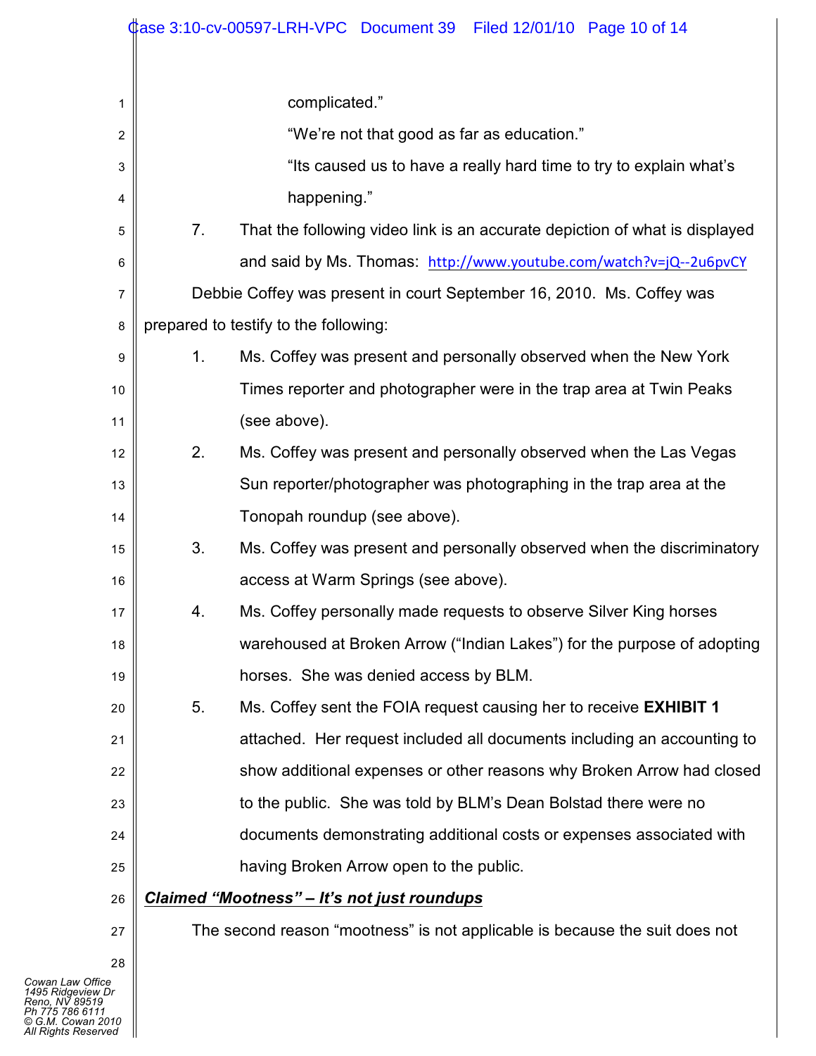complicated."

"We're not that good as far as education."

"Its caused us to have a really hard time to try to explain what's happening."

7. That the following video link is an accurate depiction of what is displayed and said by Ms. Thomas: http://www.youtube.com/watch?v=jQ--2u6pvCY

Debbie Coffey was present in court September 16, 2010. Ms. Coffey was prepared to testify to the following:

1. Ms. Coffey was present and personally observed when the New York Times reporter and photographer were in the trap area at Twin Peaks (see above).
2. Ms. Coffey was present and personally observed when the Las Vegas Sun reporter/photographer was photographing in the trap area at the Tonopah roundup (see above).
3. Ms. Coffey was present and personally observed when the discriminatory access at Warm Springs (see above).
4. Ms. Coffey personally made requests to observe Silver King horses warehoused at Broken Arrow ("Indian Lakes") for the purpose of adopting horses. She was denied access by BLM.
5. Ms. Coffey sent the FOIA request causing her to receive **EXHIBIT 1** attached. Her request included all documents including an accounting to show additional expenses or other reasons why Broken Arrow had closed to the public. She was told by BLM's Dean Bolstad there were no documents demonstrating additional costs or expenses associated with having Broken Arrow open to the public.

***Claimed "Mootness" – It's not just roundups***

The second reason "mootness" is not applicable is because the suit does not

Cowan Law Office
1495 Ridgeview Dr
Reno, NV 89519
Ph 775 786 6111
© G.M. Cowan 2010
All Rights Reserved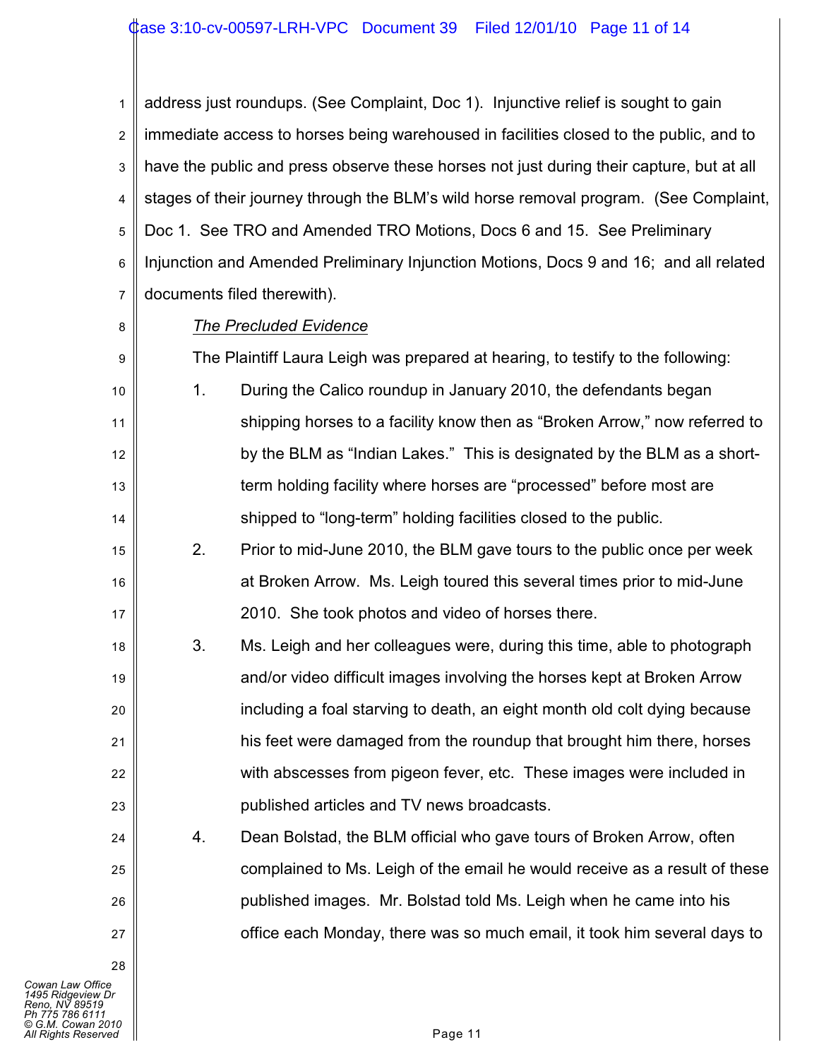address just roundups. (See Complaint, Doc 1). Injunctive relief is sought to gain immediate access to horses being warehoused in facilities closed to the public, and to have the public and press observe these horses not just during their capture, but at all stages of their journey through the BLM's wild horse removal program. (See Complaint, Doc 1. See TRO and Amended TRO Motions, Docs 6 and 15. See Preliminary Injunction and Amended Preliminary Injunction Motions, Docs 9 and 16; and all related documents filed therewith).

*The Precluded Evidence*

The Plaintiff Laura Leigh was prepared at hearing, to testify to the following:

1. During the Calico roundup in January 2010, the defendants began shipping horses to a facility know then as "Broken Arrow," now referred to by the BLM as "Indian Lakes." This is designated by the BLM as a short-term holding facility where horses are "processed" before most are shipped to "long-term" holding facilities closed to the public.
2. Prior to mid-June 2010, the BLM gave tours to the public once per week at Broken Arrow. Ms. Leigh toured this several times prior to mid-June 2010. She took photos and video of horses there.
3. Ms. Leigh and her colleagues were, during this time, able to photograph and/or video difficult images involving the horses kept at Broken Arrow including a foal starving to death, an eight month old colt dying because his feet were damaged from the roundup that brought him there, horses with abscesses from pigeon fever, etc. These images were included in published articles and TV news broadcasts.
4. Dean Bolstad, the BLM official who gave tours of Broken Arrow, often complained to Ms. Leigh of the email he would receive as a result of these published images. Mr. Bolstad told Ms. Leigh when he came into his office each Monday, there was so much email, it took him several days to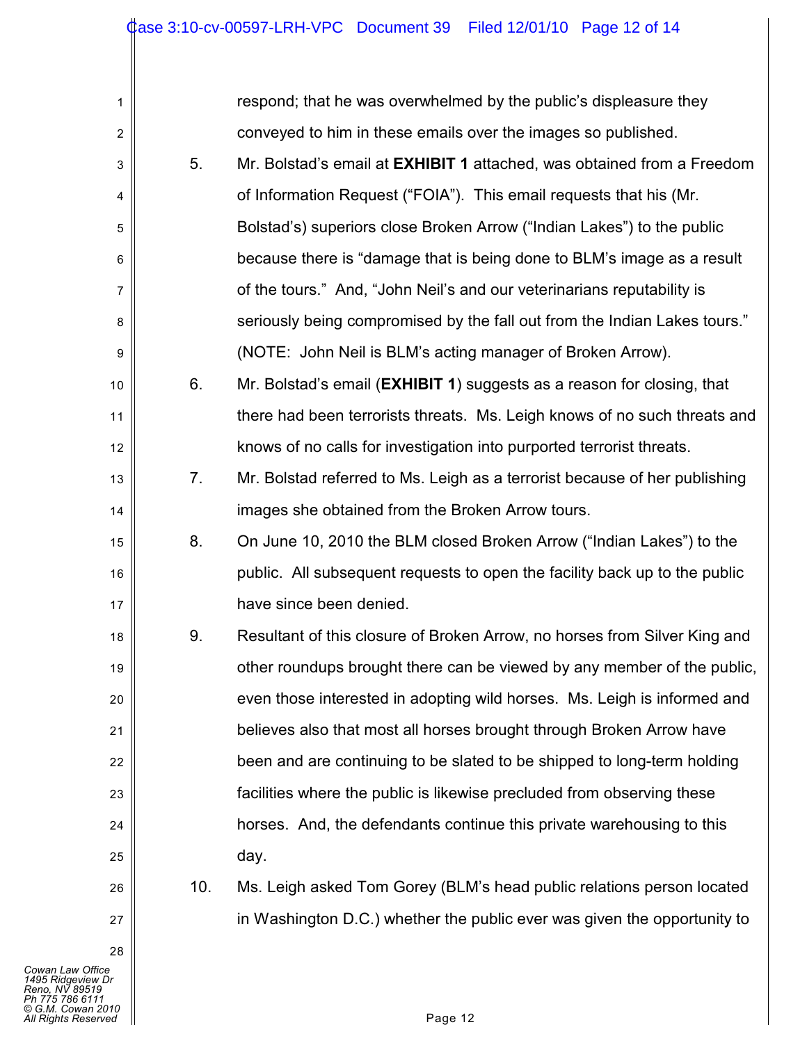respond; that he was overwhelmed by the public's displeasure they conveyed to him in these emails over the images so published.

5. Mr. Bolstad's email at **EXHIBIT 1** attached, was obtained from a Freedom of Information Request ("FOIA"). This email requests that his (Mr. Bolstad's) superiors close Broken Arrow ("Indian Lakes") to the public because there is "damage that is being done to BLM's image as a result of the tours." And, "John Neil's and our veterinarians reputability is seriously being compromised by the fall out from the Indian Lakes tours." (NOTE: John Neil is BLM's acting manager of Broken Arrow).

6. Mr. Bolstad's email (**EXHIBIT 1**) suggests as a reason for closing, that there had been terrorists threats. Ms. Leigh knows of no such threats and knows of no calls for investigation into purported terrorist threats.

7. Mr. Bolstad referred to Ms. Leigh as a terrorist because of her publishing images she obtained from the Broken Arrow tours.

8. On June 10, 2010 the BLM closed Broken Arrow ("Indian Lakes") to the public. All subsequent requests to open the facility back up to the public have since been denied.

9. Resultant of this closure of Broken Arrow, no horses from Silver King and other roundups brought there can be viewed by any member of the public, even those interested in adopting wild horses. Ms. Leigh is informed and believes also that most all horses brought through Broken Arrow have been and are continuing to be slated to be shipped to long-term holding facilities where the public is likewise precluded from observing these horses. And, the defendants continue this private warehousing to this day.

10. Ms. Leigh asked Tom Gorey (BLM's head public relations person located in Washington D.C.) whether the public ever was given the opportunity to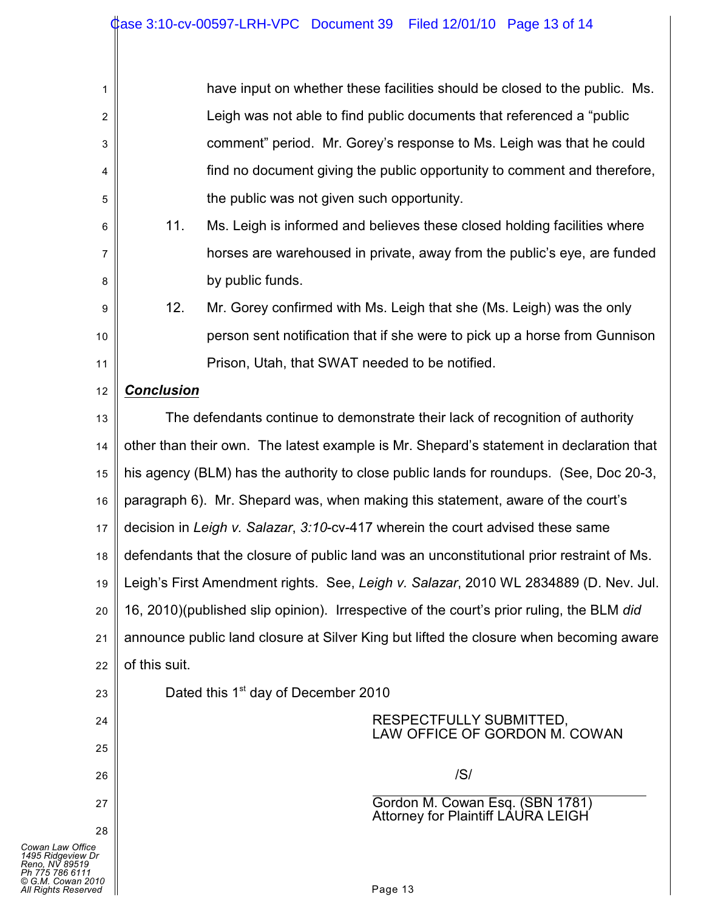have input on whether these facilities should be closed to the public. Ms. Leigh was not able to find public documents that referenced a "public comment" period. Mr. Gorey's response to Ms. Leigh was that he could find no document giving the public opportunity to comment and therefore, the public was not given such opportunity.

11. Ms. Leigh is informed and believes these closed holding facilities where horses are warehoused in private, away from the public's eye, are funded by public funds.

12. Mr. Gorey confirmed with Ms. Leigh that she (Ms. Leigh) was the only person sent notification that if she were to pick up a horse from Gunnison Prison, Utah, that SWAT needed to be notified.

***Conclusion***

The defendants continue to demonstrate their lack of recognition of authority other than their own. The latest example is Mr. Shepard's statement in declaration that his agency (BLM) has the authority to close public lands for roundups. (See, Doc 20-3, paragraph 6). Mr. Shepard was, when making this statement, aware of the court's decision in *Leigh v. Salazar*, *3:10*-cv-417 wherein the court advised these same defendants that the closure of public land was an unconstitutional prior restraint of Ms. Leigh's First Amendment rights. See, *Leigh v. Salazar*, 2010 WL 2834889 (D. Nev. Jul. 16, 2010)(published slip opinion). Irrespective of the court's prior ruling, the BLM *did* announce public land closure at Silver King but lifted the closure when becoming aware of this suit.

Dated this 1st day of December 2010

RESPECTFULLY SUBMITTED,
LAW OFFICE OF GORDON M. COWAN

/S/

Gordon M. Cowan Esq. (SBN 1781)
Attorney for Plaintiff LAURA LEIGH

Cowan Law Office
1495 Ridgeview Dr
Reno, NV 89519
Ph 775 786 6111
© G.M. Cowan 2010
All Rights Reserved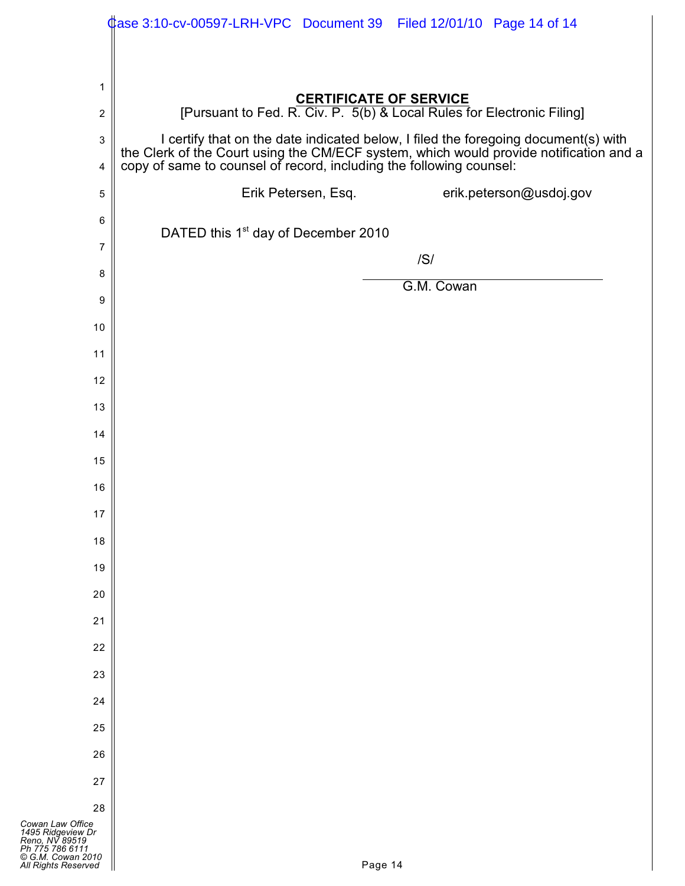## CERTIFICATE OF SERVICE

[Pursuant to Fed. R. Civ. P. 5(b) & Local Rules for Electronic Filing]

I certify that on the date indicated below, I filed the foregoing document(s) with the Clerk of the Court using the CM/ECF system, which would provide notification and a copy of same to counsel of record, including the following counsel:

Erik Petersen, Esq. erik.peterson@usdoj.gov

DATED this 1st day of December 2010

/S/

G.M. Cowan

*Cowan Law Office*
*1495 Ridgeview Dr*
*Reno, NV 89519*
*Ph 775 786 6111*
*© G.M. Cowan 2010*
*All Rights Reserved*